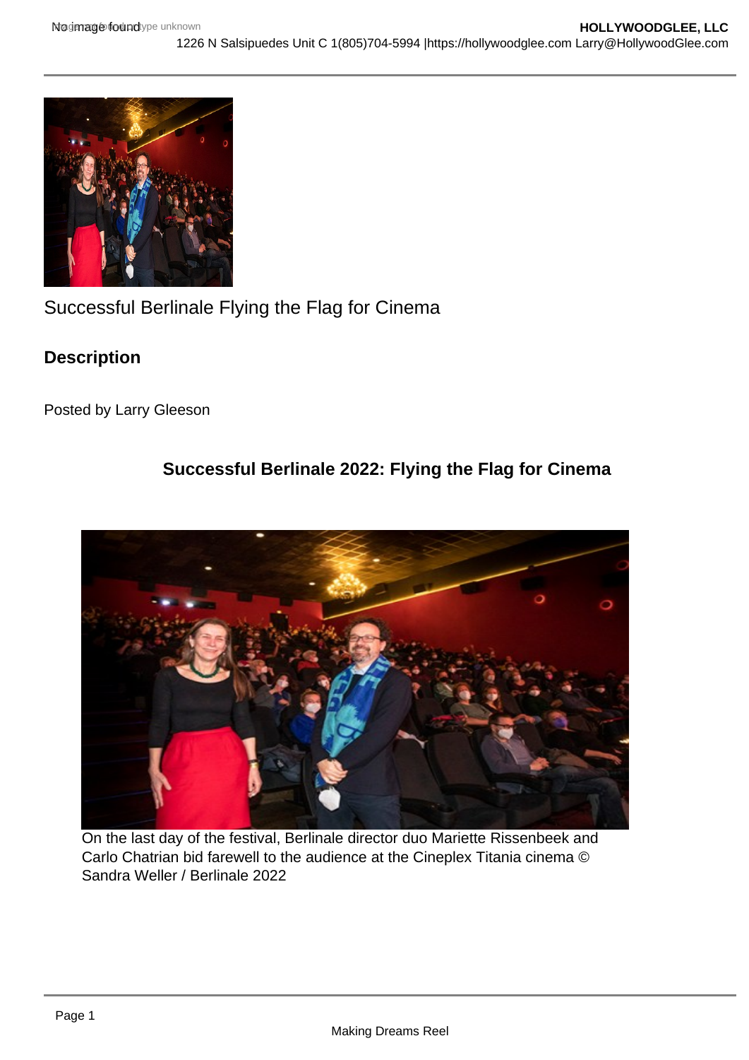Successful Berlinale Flying the Flag for Cinema

## Description

Posted by Larry Gleeson

### Successful Berlinale 2022: Flying the Flag for Cinema

On the last day of the festival, Berlinale director duo Mariette Rissenbeek and Carlo Chatrian bid farewell to the audience at the Cineplex Titania cinema © Sandra Weller / Berlinale 2022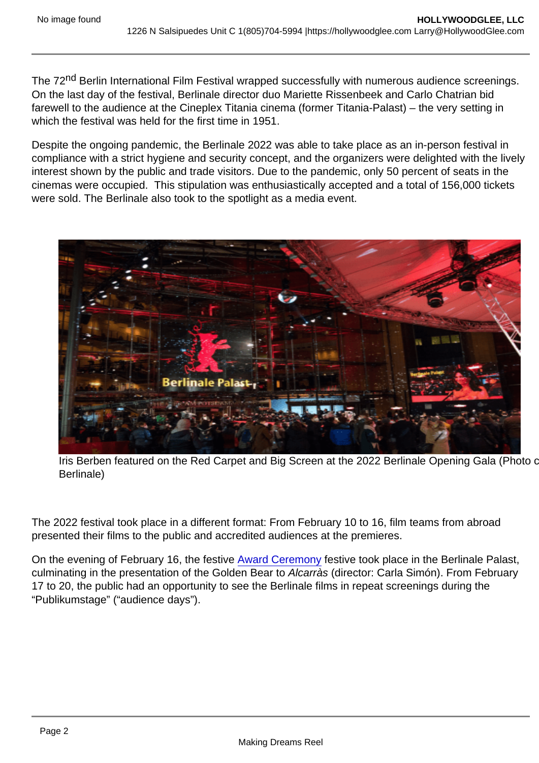The 72nd Berlin International Film Festival wrapped successfully with numerous audience screenings. On the last day of the festival, Berlinale director duo Mariette Rissenbeek and Carlo Chatrian bid farewell to the audience at the Cineplex Titania cinema (former Titania-Palast) – the very setting in which the festival was held for the first time in 1951.

Despite the ongoing pandemic, the Berlinale 2022 was able to take place as an in-person festival in compliance with a strict hygiene and security concept, and the organizers were delighted with the lively interest shown by the public and trade visitors. Due to the pandemic, only 50 percent of seats in the cinemas were occupied. This stipulation was enthusiastically accepted and a total of 156,000 tickets were sold. The Berlinale also took to the spotlight as a media event.

Iris Berben featured on the Red Carpet and Big Screen at the 2022 Berlinale Opening Gala (Photo c Berlinale)

The 2022 festival took place in a different format: From February 10 to 16, film teams from abroad presented their films to the public and accredited audiences at the premieres.

On the evening of February 16, the festive Award Ceremony festive took place in the Berlinale Palast, culminating in the presentation of the Golden Bear to *Alcarràs* (director: Carla Simón). From February 17 to 20, the public had an opportunity to see the Berlinale films in repeat screenings during the "Publikumstage" ("audience days").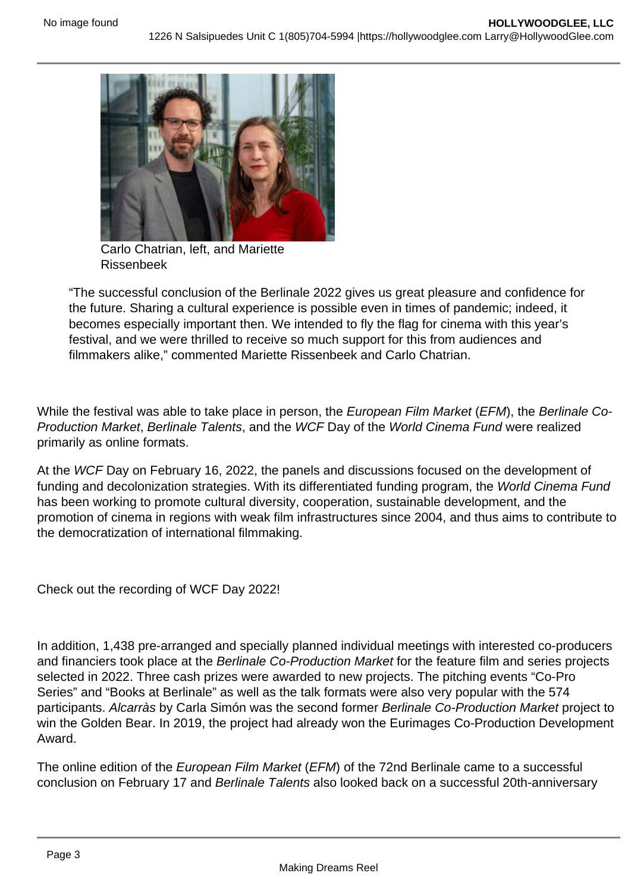Carlo Chatrian, left, and Mariette Rissenbeek

> “The successful conclusion of the Berlinale 2022 gives us great pleasure and confidence for the future. Sharing a cultural experience is possible even in times of pandemic; indeed, it becomes especially important then. We intended to fly the flag for cinema with this year’s festival, and we were thrilled to receive so much support for this from audiences and filmmakers alike,” commented Mariette Rissenbeek and Carlo Chatrian.

While the festival was able to take place in person, the *European Film Market* (*EFM*), the *Berlinale Co-Production Market*, *Berlinale Talents*, and the *WCF* Day of the *World Cinema Fund* were realized primarily as online formats.

At the *WCF* Day on February 16, 2022, the panels and discussions focused on the development of funding and decolonization strategies. With its differentiated funding program, the *World Cinema Fund* has been working to promote cultural diversity, cooperation, sustainable development, and the promotion of cinema in regions with weak film infrastructures since 2004, and thus aims to contribute to the democratization of international filmmaking.

Check out the recording of WCF Day 2022!

In addition, 1,438 pre-arranged and specially planned individual meetings with interested co-producers and financiers took place at the *Berlinale Co-Production Market* for the feature film and series projects selected in 2022. Three cash prizes were awarded to new projects. The pitching events “Co-Pro Series” and “Books at Berlinale” as well as the talk formats were also very popular with the 574 participants. *Alcarràs* by Carla Simón was the second former *Berlinale Co-Production Market* project to win the Golden Bear. In 2019, the project had already won the Eurimages Co-Production Development Award.

The online edition of the *European Film Market* (*EFM*) of the 72nd Berlinale came to a successful conclusion on February 17 and *Berlinale Talents* also looked back on a successful 20th-anniversary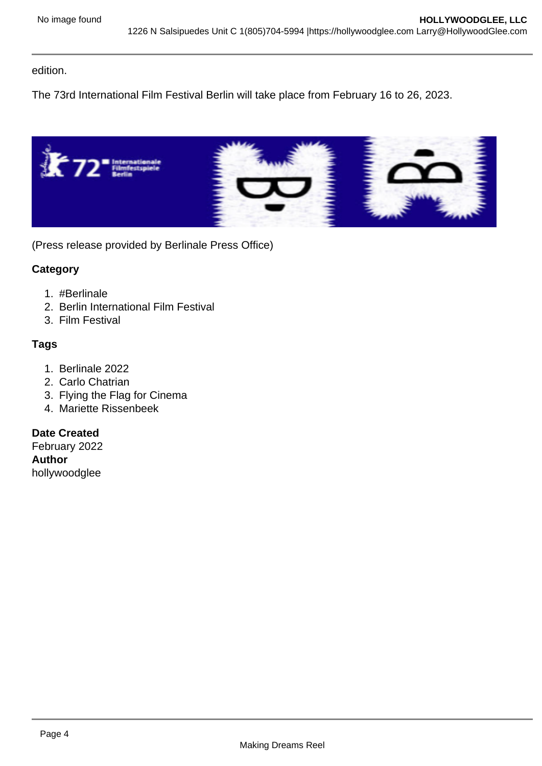edition.

The 73rd International Film Festival Berlin will take place from February 16 to 26, 2023.

(Press release provided by Berlinale Press Office)

**Category**

1. #Berlinale
2. Berlin International Film Festival
3. Film Festival

**Tags**

1. Berlinale 2022
2. Carlo Chatrian
3. Flying the Flag for Cinema
4. Mariette Rissenbeek

**Date Created**
February 2022
**Author**
hollywoodglee